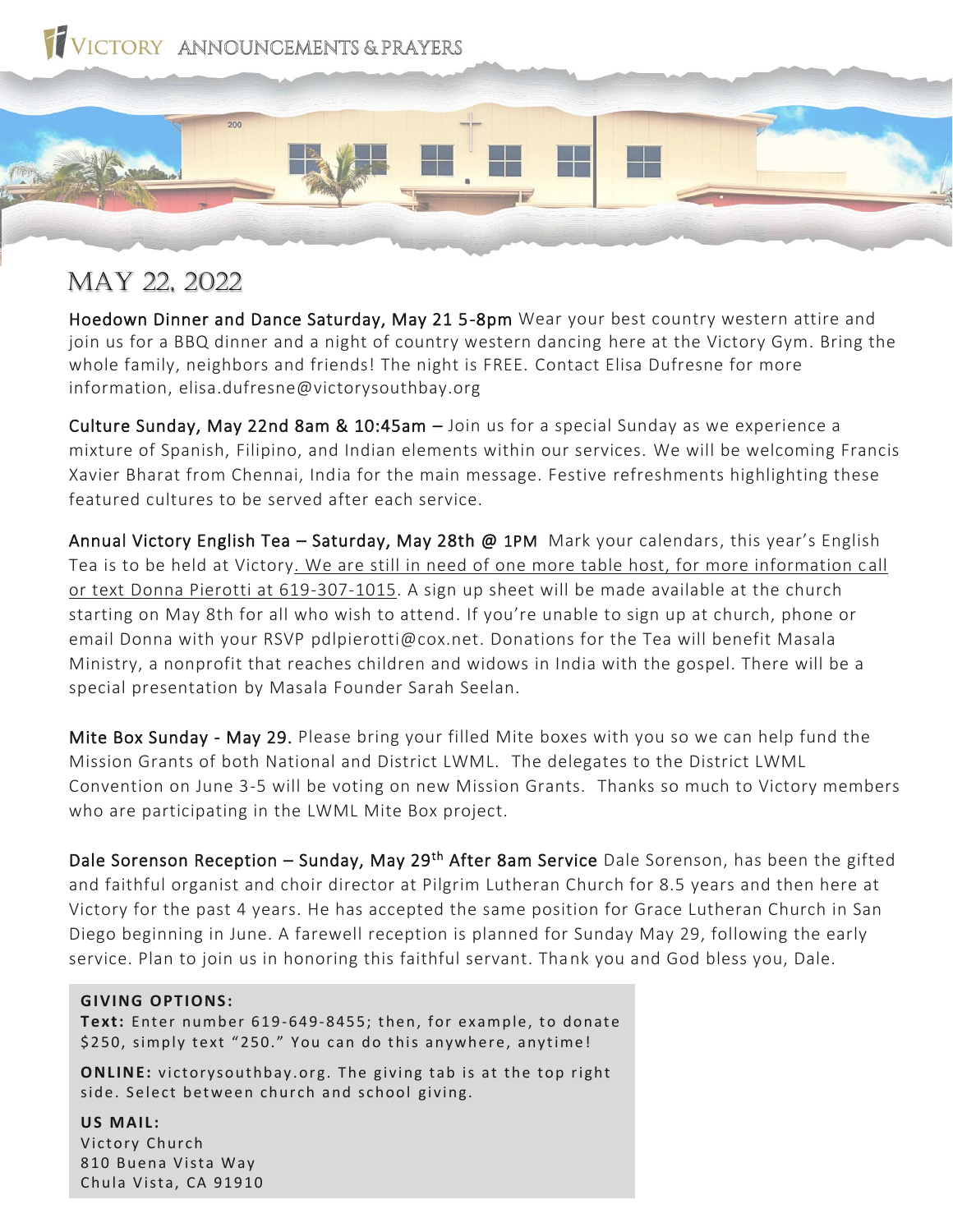# VICTORY ANNOUNCEMENTS & PRAYERS

## MAY 22, 2022

**Hoedown Dinner and Dance Saturday, May 21 5-8pm** Wear your best country western attire and join us for a BBQ dinner and a night of country western dancing here at the Victory Gym. Bring the whole family, neighbors and friends! The night is FREE. Contact Elisa Dufresne for more information, elisa.dufresne@victorysouthbay.org

**Culture Sunday, May 22nd 8am & 10:45am –** Join us for a special Sunday as we experience a mixture of Spanish, Filipino, and Indian elements within our services. We will be welcoming Francis Xavier Bharat from Chennai, India for the main message. Festive refreshments highlighting these featured cultures to be served after each service.

**Annual Victory English Tea – Saturday, May 28th @ 1PM** Mark your calendars, this year's English Tea is to be held at Victory. We are still in need of one more table host, for more information call or text Donna Pierotti at 619-307-1015. A sign up sheet will be made available at the church starting on May 8th for all who wish to attend. If you're unable to sign up at church, phone or email Donna with your RSVP pdlpierotti@cox.net. Donations for the Tea will benefit Masala Ministry, a nonprofit that reaches children and widows in India with the gospel. There will be a special presentation by Masala Founder Sarah Seelan.

**Mite Box Sunday - May 29.** Please bring your filled Mite boxes with you so we can help fund the Mission Grants of both National and District LWML. The delegates to the District LWML Convention on June 3-5 will be voting on new Mission Grants. Thanks so much to Victory members who are participating in the LWML Mite Box project.

**Dale Sorenson Reception – Sunday, May 29th After 8am Service** Dale Sorenson, has been the gifted and faithful organist and choir director at Pilgrim Lutheran Church for 8.5 years and then here at Victory for the past 4 years. He has accepted the same position for Grace Lutheran Church in San Diego beginning in June. A farewell reception is planned for Sunday May 29, following the early service. Plan to join us in honoring this faithful servant. Thank you and God bless you, Dale.

**GIVING OPTIONS:**

**Text:** Enter number 619-649-8455; then, for example, to donate $250, simply text "250." You can do this anywhere, anytime!

**ONLINE:** victorysouthbay.org. The giving tab is at the top right side. Select between church and school giving.

**US MAIL:**
Victory Church
810 Buena Vista Way
Chula Vista, CA 91910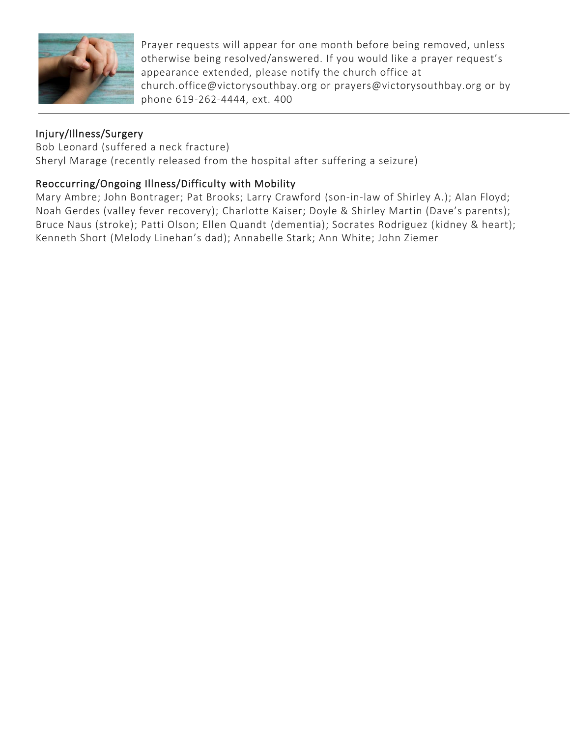Prayer requests will appear for one month before being removed, unless otherwise being resolved/answered. If you would like a prayer request's appearance extended, please notify the church office at church.office@victorysouthbay.org or prayers@victorysouthbay.org or by phone 619-262-4444, ext. 400

---

## Injury/Illness/Surgery

Bob Leonard (suffered a neck fracture)
Sheryl Marage (recently released from the hospital after suffering a seizure)

## Reoccurring/Ongoing Illness/Difficulty with Mobility

Mary Ambre; John Bontrager; Pat Brooks; Larry Crawford (son-in-law of Shirley A.); Alan Floyd; Noah Gerdes (valley fever recovery); Charlotte Kaiser; Doyle & Shirley Martin (Dave's parents); Bruce Naus (stroke); Patti Olson; Ellen Quandt (dementia); Socrates Rodriguez (kidney & heart); Kenneth Short (Melody Linehan's dad); Annabelle Stark; Ann White; John Ziemer